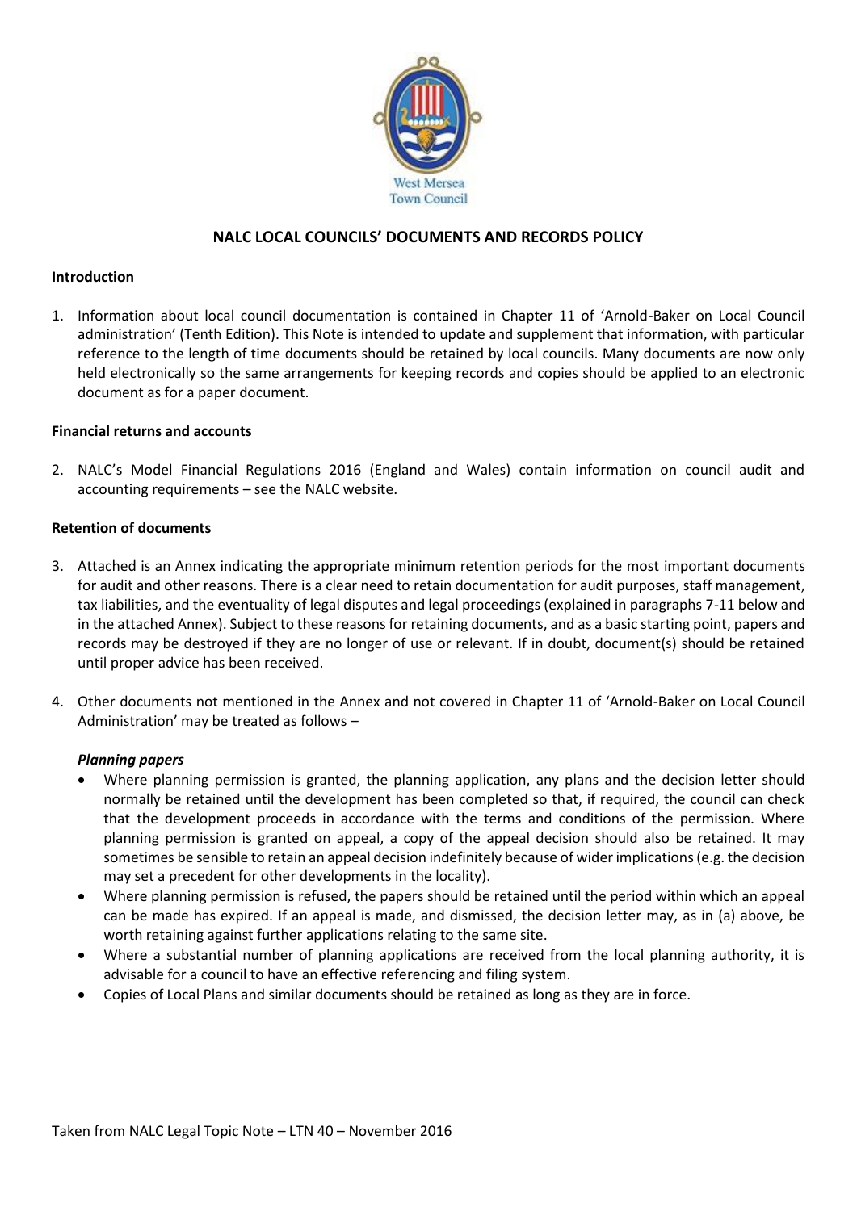# NALC LOCAL COUNCILS' DOCUMENTS AND RECORDS POLICY

## Introduction

1. Information about local council documentation is contained in Chapter 11 of 'Arnold-Baker on Local Council administration' (Tenth Edition). This Note is intended to update and supplement that information, with particular reference to the length of time documents should be retained by local councils. Many documents are now only held electronically so the same arrangements for keeping records and copies should be applied to an electronic document as for a paper document.

## Financial returns and accounts

2. NALC's Model Financial Regulations 2016 (England and Wales) contain information on council audit and accounting requirements – see the NALC website.

## Retention of documents

3. Attached is an Annex indicating the appropriate minimum retention periods for the most important documents for audit and other reasons. There is a clear need to retain documentation for audit purposes, staff management, tax liabilities, and the eventuality of legal disputes and legal proceedings (explained in paragraphs 7-11 below and in the attached Annex). Subject to these reasons for retaining documents, and as a basic starting point, papers and records may be destroyed if they are no longer of use or relevant. If in doubt, document(s) should be retained until proper advice has been received.

4. Other documents not mentioned in the Annex and not covered in Chapter 11 of 'Arnold-Baker on Local Council Administration' may be treated as follows –

   ***Planning papers***

   - Where planning permission is granted, the planning application, any plans and the decision letter should normally be retained until the development has been completed so that, if required, the council can check that the development proceeds in accordance with the terms and conditions of the permission. Where planning permission is granted on appeal, a copy of the appeal decision should also be retained. It may sometimes be sensible to retain an appeal decision indefinitely because of wider implications (e.g. the decision may set a precedent for other developments in the locality).
   - Where planning permission is refused, the papers should be retained until the period within which an appeal can be made has expired. If an appeal is made, and dismissed, the decision letter may, as in (a) above, be worth retaining against further applications relating to the same site.
   - Where a substantial number of planning applications are received from the local planning authority, it is advisable for a council to have an effective referencing and filing system.
   - Copies of Local Plans and similar documents should be retained as long as they are in force.

Taken from NALC Legal Topic Note – LTN 40 – November 2016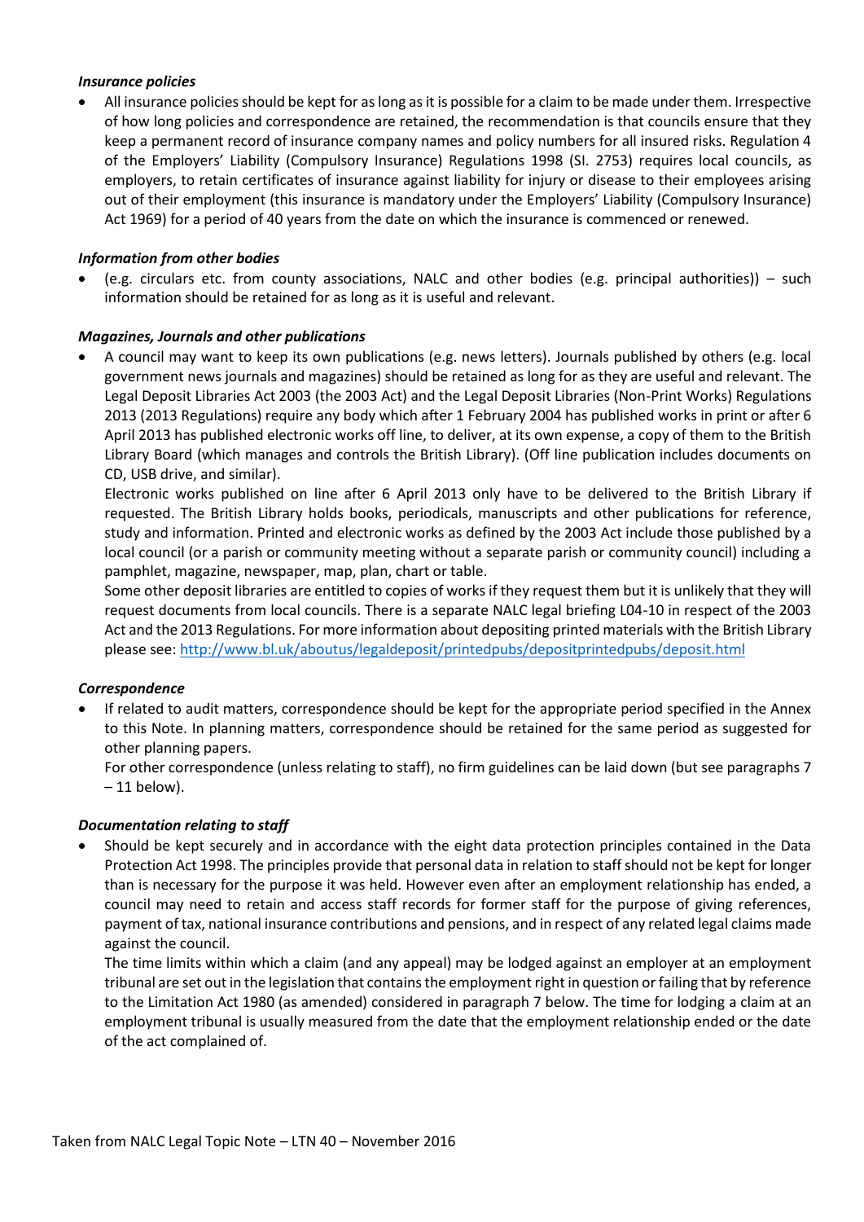***Insurance policies***

- All insurance policies should be kept for as long as it is possible for a claim to be made under them. Irrespective of how long policies and correspondence are retained, the recommendation is that councils ensure that they keep a permanent record of insurance company names and policy numbers for all insured risks. Regulation 4 of the Employers' Liability (Compulsory Insurance) Regulations 1998 (SI. 2753) requires local councils, as employers, to retain certificates of insurance against liability for injury or disease to their employees arising out of their employment (this insurance is mandatory under the Employers' Liability (Compulsory Insurance) Act 1969) for a period of 40 years from the date on which the insurance is commenced or renewed.

***Information from other bodies***

- (e.g. circulars etc. from county associations, NALC and other bodies (e.g. principal authorities)) – such information should be retained for as long as it is useful and relevant.

***Magazines, Journals and other publications***

- A council may want to keep its own publications (e.g. news letters). Journals published by others (e.g. local government news journals and magazines) should be retained as long for as they are useful and relevant. The Legal Deposit Libraries Act 2003 (the 2003 Act) and the Legal Deposit Libraries (Non-Print Works) Regulations 2013 (2013 Regulations) require any body which after 1 February 2004 has published works in print or after 6 April 2013 has published electronic works off line, to deliver, at its own expense, a copy of them to the British Library Board (which manages and controls the British Library). (Off line publication includes documents on CD, USB drive, and similar).

  Electronic works published on line after 6 April 2013 only have to be delivered to the British Library if requested. The British Library holds books, periodicals, manuscripts and other publications for reference, study and information. Printed and electronic works as defined by the 2003 Act include those published by a local council (or a parish or community meeting without a separate parish or community council) including a pamphlet, magazine, newspaper, map, plan, chart or table.

  Some other deposit libraries are entitled to copies of works if they request them but it is unlikely that they will request documents from local councils. There is a separate NALC legal briefing L04-10 in respect of the 2003 Act and the 2013 Regulations. For more information about depositing printed materials with the British Library please see: http://www.bl.uk/aboutus/legaldeposit/printedpubs/depositprintedpubs/deposit.html

***Correspondence***

- If related to audit matters, correspondence should be kept for the appropriate period specified in the Annex to this Note. In planning matters, correspondence should be retained for the same period as suggested for other planning papers.

  For other correspondence (unless relating to staff), no firm guidelines can be laid down (but see paragraphs 7 – 11 below).

***Documentation relating to staff***

- Should be kept securely and in accordance with the eight data protection principles contained in the Data Protection Act 1998. The principles provide that personal data in relation to staff should not be kept for longer than is necessary for the purpose it was held. However even after an employment relationship has ended, a council may need to retain and access staff records for former staff for the purpose of giving references, payment of tax, national insurance contributions and pensions, and in respect of any related legal claims made against the council.

  The time limits within which a claim (and any appeal) may be lodged against an employer at an employment tribunal are set out in the legislation that contains the employment right in question or failing that by reference to the Limitation Act 1980 (as amended) considered in paragraph 7 below. The time for lodging a claim at an employment tribunal is usually measured from the date that the employment relationship ended or the date of the act complained of.

Taken from NALC Legal Topic Note – LTN 40 – November 2016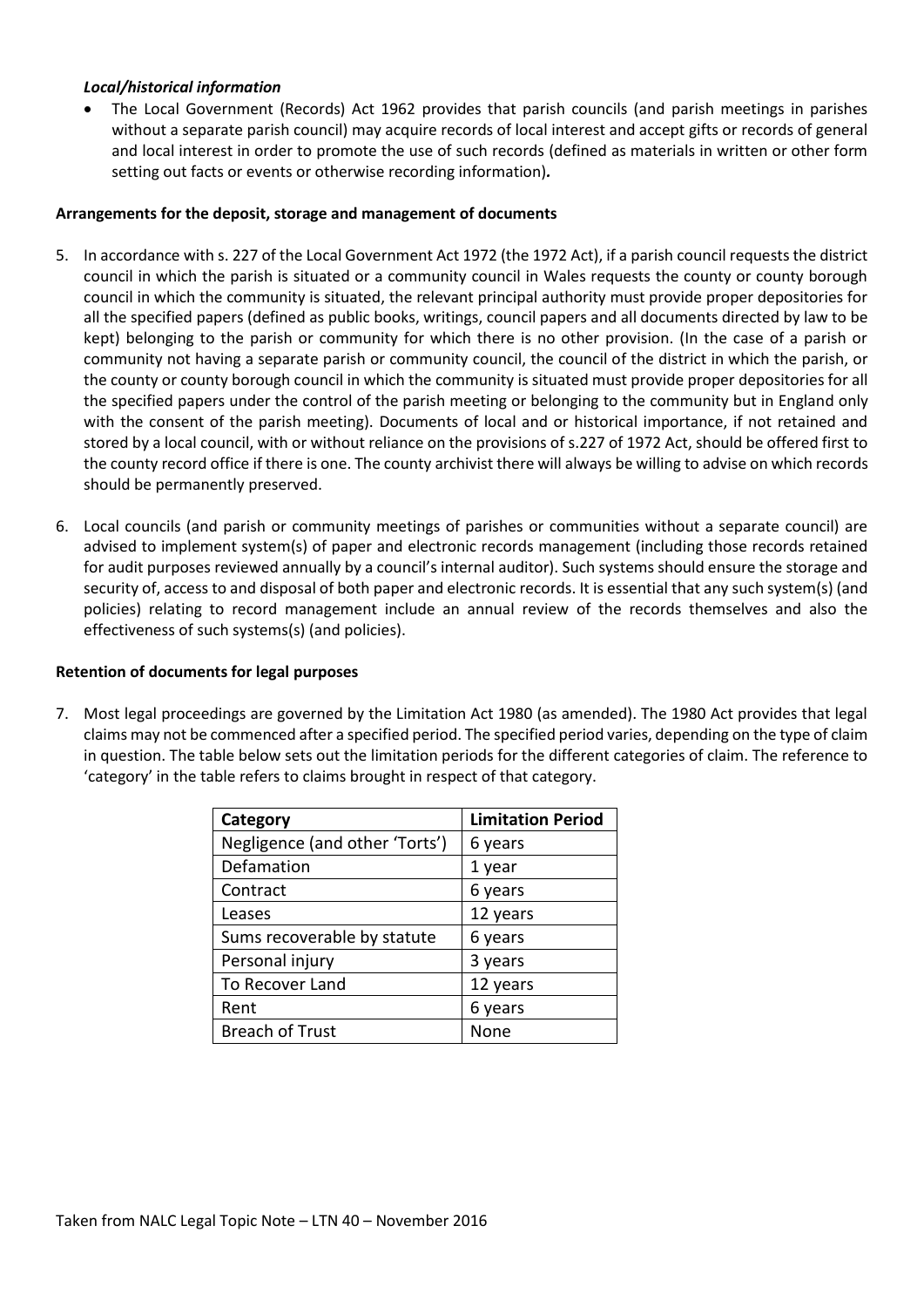***Local/historical information***

- The Local Government (Records) Act 1962 provides that parish councils (and parish meetings in parishes without a separate parish council) may acquire records of local interest and accept gifts or records of general and local interest in order to promote the use of such records (defined as materials in written or other form setting out facts or events or otherwise recording information)**.**

**Arrangements for the deposit, storage and management of documents**

5. In accordance with s. 227 of the Local Government Act 1972 (the 1972 Act), if a parish council requests the district council in which the parish is situated or a community council in Wales requests the county or county borough council in which the community is situated, the relevant principal authority must provide proper depositories for all the specified papers (defined as public books, writings, council papers and all documents directed by law to be kept) belonging to the parish or community for which there is no other provision. (In the case of a parish or community not having a separate parish or community council, the council of the district in which the parish, or the county or county borough council in which the community is situated must provide proper depositories for all the specified papers under the control of the parish meeting or belonging to the community but in England only with the consent of the parish meeting). Documents of local and or historical importance, if not retained and stored by a local council, with or without reliance on the provisions of s.227 of 1972 Act, should be offered first to the county record office if there is one. The county archivist there will always be willing to advise on which records should be permanently preserved.

6. Local councils (and parish or community meetings of parishes or communities without a separate council) are advised to implement system(s) of paper and electronic records management (including those records retained for audit purposes reviewed annually by a council's internal auditor). Such systems should ensure the storage and security of, access to and disposal of both paper and electronic records. It is essential that any such system(s) (and policies) relating to record management include an annual review of the records themselves and also the effectiveness of such systems(s) (and policies).

**Retention of documents for legal purposes**

7. Most legal proceedings are governed by the Limitation Act 1980 (as amended). The 1980 Act provides that legal claims may not be commenced after a specified period. The specified period varies, depending on the type of claim in question. The table below sets out the limitation periods for the different categories of claim. The reference to 'category' in the table refers to claims brought in respect of that category.

| Category | Limitation Period |
|---|---|
| Negligence (and other 'Torts') | 6 years |
| Defamation | 1 year |
| Contract | 6 years |
| Leases | 12 years |
| Sums recoverable by statute | 6 years |
| Personal injury | 3 years |
| To Recover Land | 12 years |
| Rent | 6 years |
| Breach of Trust | None |

Taken from NALC Legal Topic Note – LTN 40 – November 2016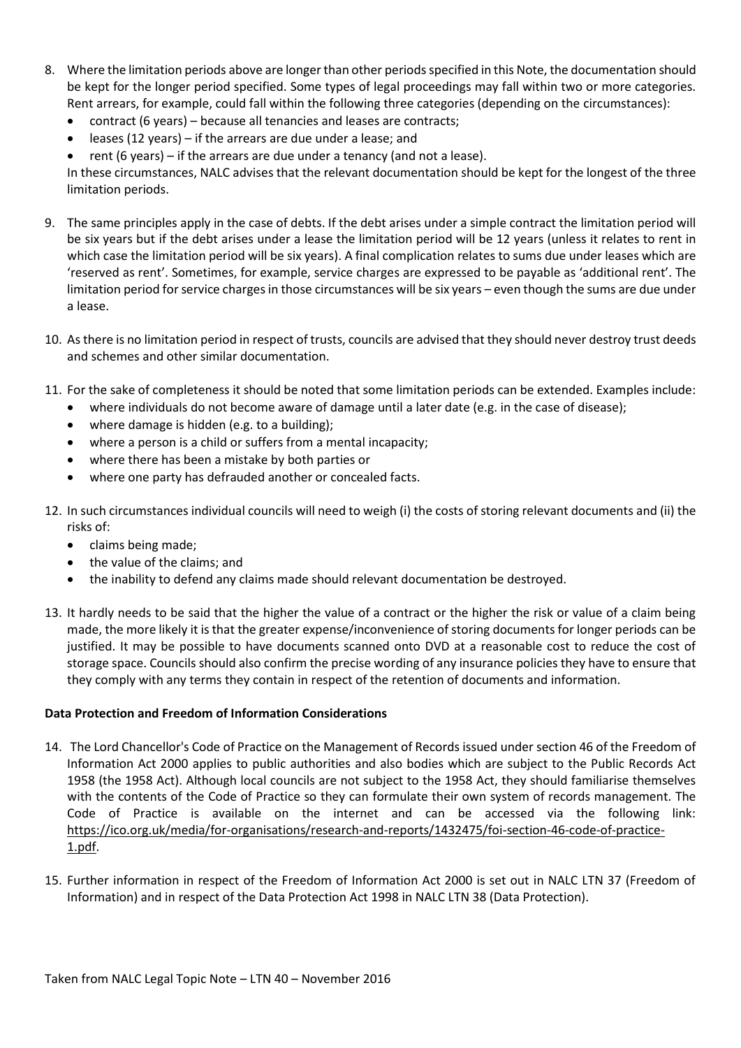8. Where the limitation periods above are longer than other periods specified in this Note, the documentation should be kept for the longer period specified. Some types of legal proceedings may fall within two or more categories. Rent arrears, for example, could fall within the following three categories (depending on the circumstances):
   - contract (6 years) – because all tenancies and leases are contracts;
   - leases (12 years) – if the arrears are due under a lease; and
   - rent (6 years) – if the arrears are due under a tenancy (and not a lease).

   In these circumstances, NALC advises that the relevant documentation should be kept for the longest of the three limitation periods.

9. The same principles apply in the case of debts. If the debt arises under a simple contract the limitation period will be six years but if the debt arises under a lease the limitation period will be 12 years (unless it relates to rent in which case the limitation period will be six years). A final complication relates to sums due under leases which are 'reserved as rent'. Sometimes, for example, service charges are expressed to be payable as 'additional rent'. The limitation period for service charges in those circumstances will be six years – even though the sums are due under a lease.

10. As there is no limitation period in respect of trusts, councils are advised that they should never destroy trust deeds and schemes and other similar documentation.

11. For the sake of completeness it should be noted that some limitation periods can be extended. Examples include:
    - where individuals do not become aware of damage until a later date (e.g. in the case of disease);
    - where damage is hidden (e.g. to a building);
    - where a person is a child or suffers from a mental incapacity;
    - where there has been a mistake by both parties or
    - where one party has defrauded another or concealed facts.

12. In such circumstances individual councils will need to weigh (i) the costs of storing relevant documents and (ii) the risks of:
    - claims being made;
    - the value of the claims; and
    - the inability to defend any claims made should relevant documentation be destroyed.

13. It hardly needs to be said that the higher the value of a contract or the higher the risk or value of a claim being made, the more likely it is that the greater expense/inconvenience of storing documents for longer periods can be justified. It may be possible to have documents scanned onto DVD at a reasonable cost to reduce the cost of storage space. Councils should also confirm the precise wording of any insurance policies they have to ensure that they comply with any terms they contain in respect of the retention of documents and information.

**Data Protection and Freedom of Information Considerations**

14. The Lord Chancellor's Code of Practice on the Management of Records issued under section 46 of the Freedom of Information Act 2000 applies to public authorities and also bodies which are subject to the Public Records Act 1958 (the 1958 Act). Although local councils are not subject to the 1958 Act, they should familiarise themselves with the contents of the Code of Practice so they can formulate their own system of records management. The Code of Practice is available on the internet and can be accessed via the following link: https://ico.org.uk/media/for-organisations/research-and-reports/1432475/foi-section-46-code-of-practice-1.pdf.

15. Further information in respect of the Freedom of Information Act 2000 is set out in NALC LTN 37 (Freedom of Information) and in respect of the Data Protection Act 1998 in NALC LTN 38 (Data Protection).

Taken from NALC Legal Topic Note – LTN 40 – November 2016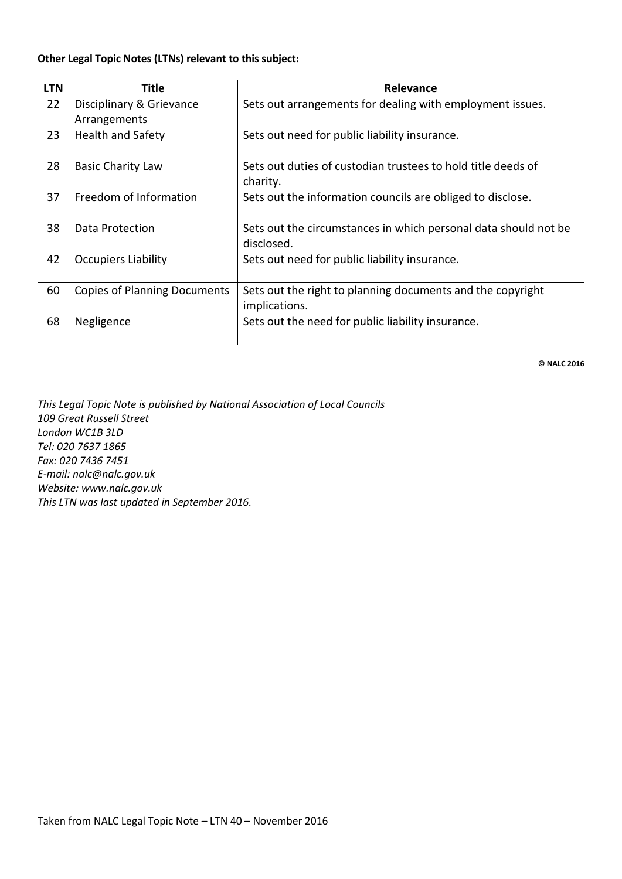**Other Legal Topic Notes (LTNs) relevant to this subject:**

| LTN | Title | Relevance |
|---|---|---|
| 22 | Disciplinary & Grievance Arrangements | Sets out arrangements for dealing with employment issues. |
| 23 | Health and Safety | Sets out need for public liability insurance. |
| 28 | Basic Charity Law | Sets out duties of custodian trustees to hold title deeds of charity. |
| 37 | Freedom of Information | Sets out the information councils are obliged to disclose. |
| 38 | Data Protection | Sets out the circumstances in which personal data should not be disclosed. |
| 42 | Occupiers Liability | Sets out need for public liability insurance. |
| 60 | Copies of Planning Documents | Sets out the right to planning documents and the copyright implications. |
| 68 | Negligence | Sets out the need for public liability insurance. |

**© NALC 2016**

*This Legal Topic Note is published by National Association of Local Councils*
*109 Great Russell Street*
*London WC1B 3LD*
*Tel: 020 7637 1865*
*Fax: 020 7436 7451*
*E-mail: nalc@nalc.gov.uk*
*Website: www.nalc.gov.uk*
*This LTN was last updated in September 2016.*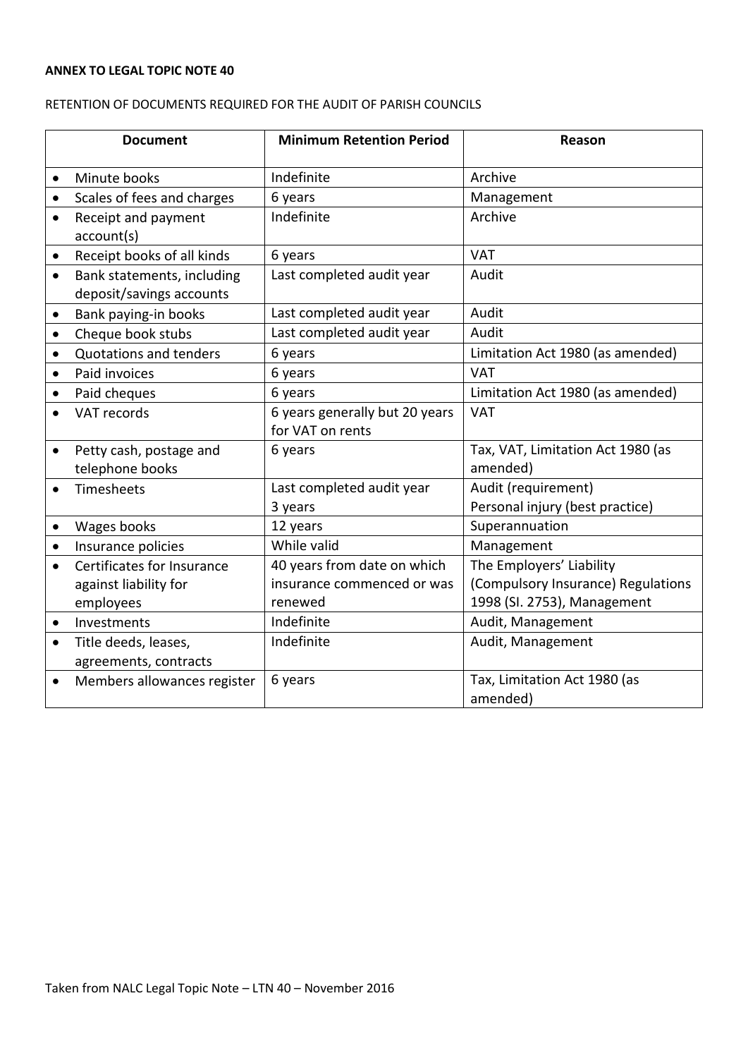**ANNEX TO LEGAL TOPIC NOTE 40**

RETENTION OF DOCUMENTS REQUIRED FOR THE AUDIT OF PARISH COUNCILS

| Document | Minimum Retention Period | Reason |
|---|---|---|
| • Minute books | Indefinite | Archive |
| • Scales of fees and charges | 6 years | Management |
| • Receipt and payment account(s) | Indefinite | Archive |
| • Receipt books of all kinds | 6 years | VAT |
| • Bank statements, including deposit/savings accounts | Last completed audit year | Audit |
| • Bank paying-in books | Last completed audit year | Audit |
| • Cheque book stubs | Last completed audit year | Audit |
| • Quotations and tenders | 6 years | Limitation Act 1980 (as amended) |
| • Paid invoices | 6 years | VAT |
| • Paid cheques | 6 years | Limitation Act 1980 (as amended) |
| • VAT records | 6 years generally but 20 years for VAT on rents | VAT |
| • Petty cash, postage and telephone books | 6 years | Tax, VAT, Limitation Act 1980 (as amended) |
| • Timesheets | Last completed audit year<br>3 years | Audit (requirement)<br>Personal injury (best practice) |
| • Wages books | 12 years | Superannuation |
| • Insurance policies | While valid | Management |
| • Certificates for Insurance against liability for employees | 40 years from date on which insurance commenced or was renewed | The Employers' Liability (Compulsory Insurance) Regulations 1998 (SI. 2753), Management |
| • Investments | Indefinite | Audit, Management |
| • Title deeds, leases, agreements, contracts | Indefinite | Audit, Management |
| • Members allowances register | 6 years | Tax, Limitation Act 1980 (as amended) |

Taken from NALC Legal Topic Note – LTN 40 – November 2016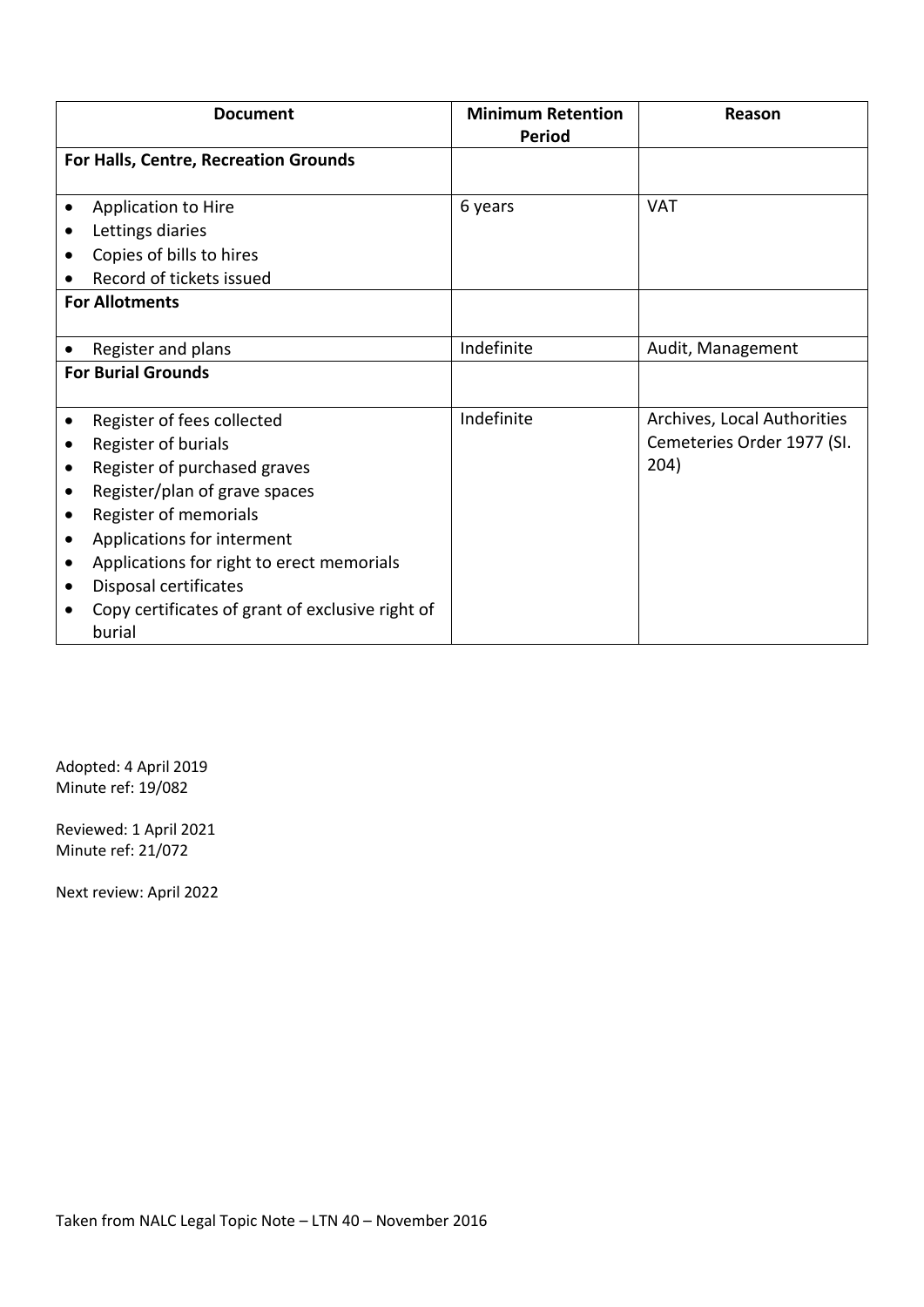| Document | Minimum Retention Period | Reason |
|---|---|---|
| **For Halls, Centre, Recreation Grounds** | | |
| • Application to Hire<br>• Lettings diaries<br>• Copies of bills to hires<br>• Record of tickets issued | 6 years | VAT |
| **For Allotments** | | |
| • Register and plans | Indefinite | Audit, Management |
| **For Burial Grounds** | | |
| • Register of fees collected<br>• Register of burials<br>• Register of purchased graves<br>• Register/plan of grave spaces<br>• Register of memorials<br>• Applications for interment<br>• Applications for right to erect memorials<br>• Disposal certificates<br>• Copy certificates of grant of exclusive right of burial | Indefinite | Archives, Local Authorities Cemeteries Order 1977 (SI. 204) |

Adopted: 4 April 2019
Minute ref: 19/082

Reviewed: 1 April 2021
Minute ref: 21/072

Next review: April 2022

Taken from NALC Legal Topic Note – LTN 40 – November 2016